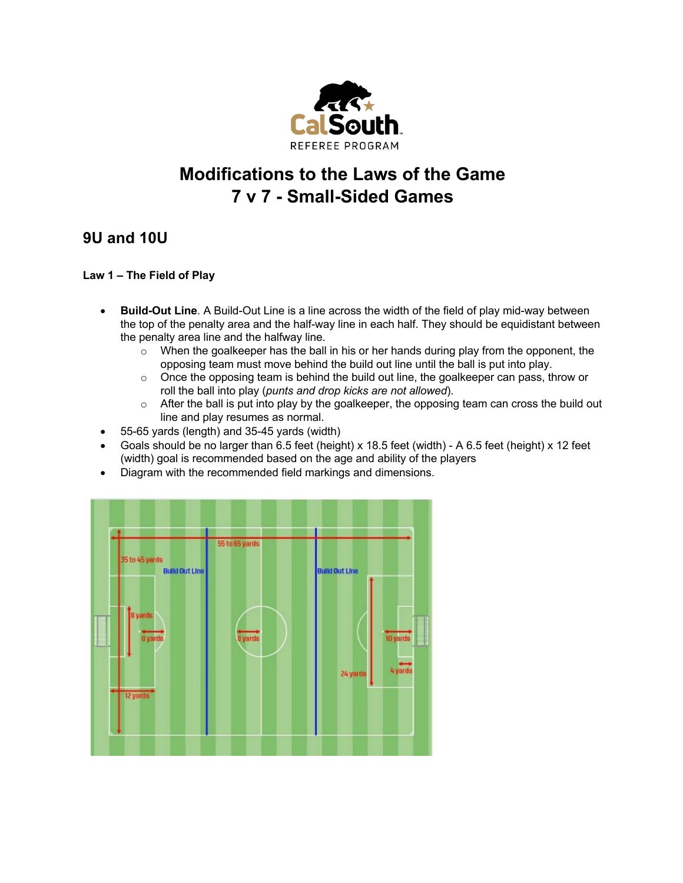CalSouth

REFEREE PROGRAM

# Modifications to the Laws of the Game
# 7 v 7 - Small-Sided Games

## 9U and 10U

**Law 1 – The Field of Play**

- **Build-Out Line**. A Build-Out Line is a line across the width of the field of play mid-way between the top of the penalty area and the half-way line in each half. They should be equidistant between the penalty area line and the halfway line.
  - When the goalkeeper has the ball in his or her hands during play from the opponent, the opposing team must move behind the build out line until the ball is put into play.
  - Once the opposing team is behind the build out line, the goalkeeper can pass, throw or roll the ball into play (*punts and drop kicks are not allowed*).
  - After the ball is put into play by the goalkeeper, the opposing team can cross the build out line and play resumes as normal.
- 55-65 yards (length) and 35-45 yards (width)
- Goals should be no larger than 6.5 feet (height) x 18.5 feet (width) - A 6.5 feet (height) x 12 feet (width) goal is recommended based on the age and ability of the players
- Diagram with the recommended field markings and dimensions.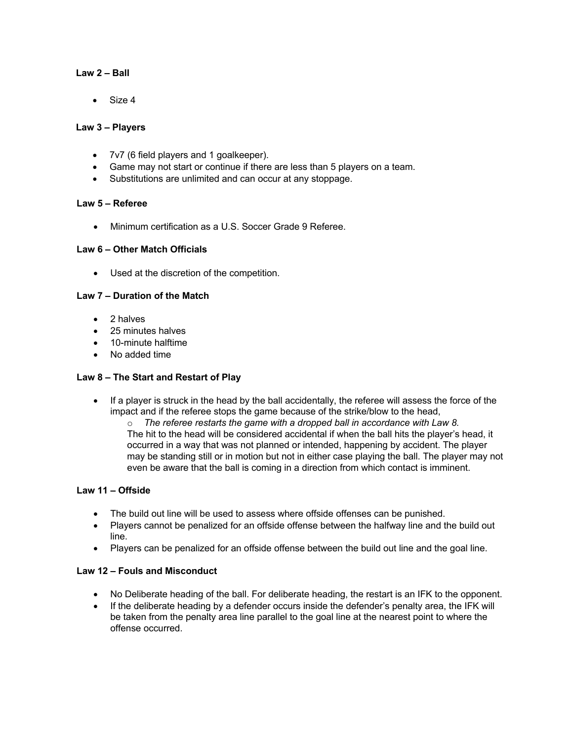**Law 2 – Ball**

- Size 4

**Law 3 – Players**

- 7v7 (6 field players and 1 goalkeeper).
- Game may not start or continue if there are less than 5 players on a team.
- Substitutions are unlimited and can occur at any stoppage.

**Law 5 – Referee**

- Minimum certification as a U.S. Soccer Grade 9 Referee.

**Law 6 – Other Match Officials**

- Used at the discretion of the competition.

**Law 7 – Duration of the Match**

- 2 halves
- 25 minutes halves
- 10-minute halftime
- No added time

**Law 8 – The Start and Restart of Play**

- If a player is struck in the head by the ball accidentally, the referee will assess the force of the impact and if the referee stops the game because of the strike/blow to the head,
  - *The referee restarts the game with a dropped ball in accordance with Law 8.*

  The hit to the head will be considered accidental if when the ball hits the player's head, it occurred in a way that was not planned or intended, happening by accident. The player may be standing still or in motion but not in either case playing the ball. The player may not even be aware that the ball is coming in a direction from which contact is imminent.

**Law 11 – Offside**

- The build out line will be used to assess where offside offenses can be punished.
- Players cannot be penalized for an offside offense between the halfway line and the build out line.
- Players can be penalized for an offside offense between the build out line and the goal line.

**Law 12 – Fouls and Misconduct**

- No Deliberate heading of the ball. For deliberate heading, the restart is an IFK to the opponent.
- If the deliberate heading by a defender occurs inside the defender's penalty area, the IFK will be taken from the penalty area line parallel to the goal line at the nearest point to where the offense occurred.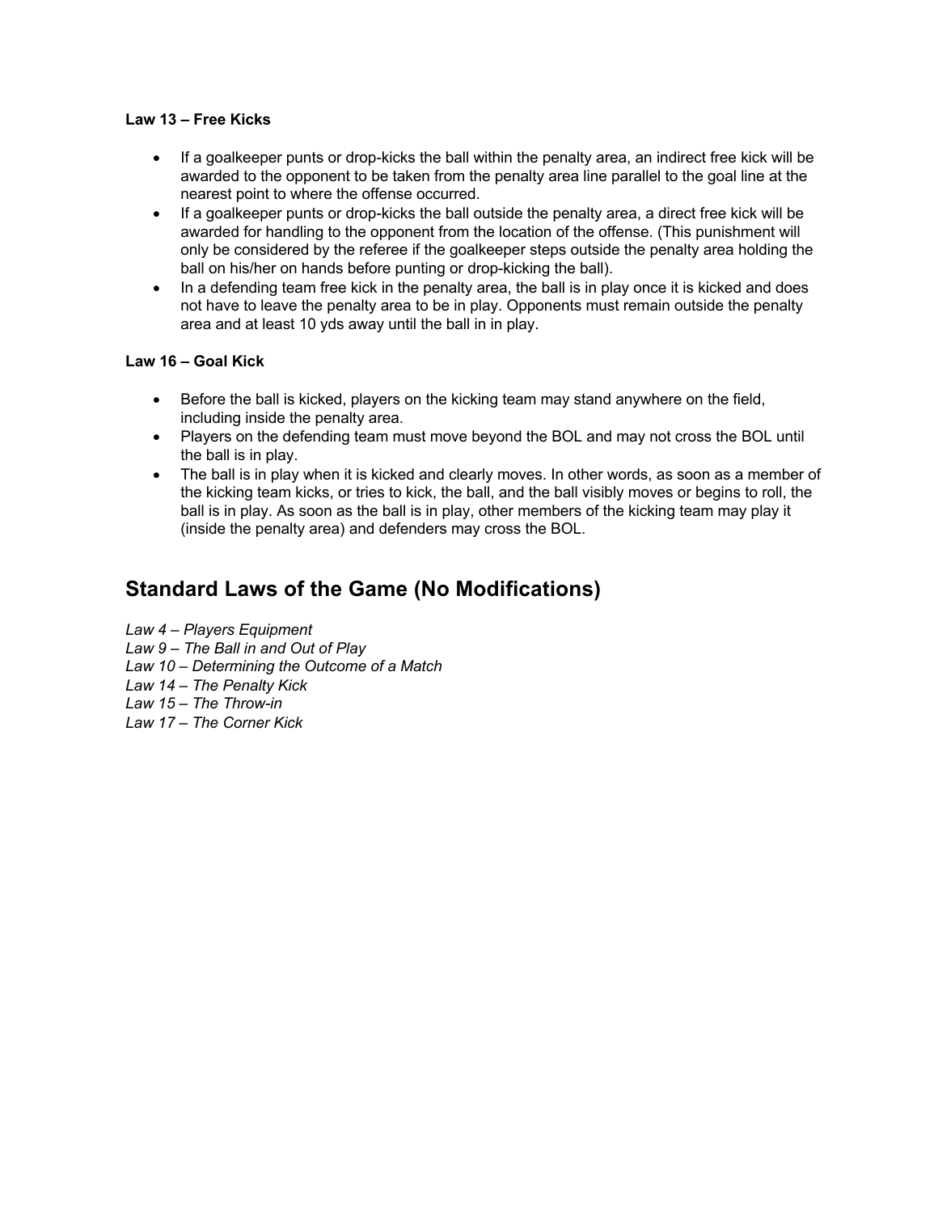**Law 13 – Free Kicks**

- If a goalkeeper punts or drop-kicks the ball within the penalty area, an indirect free kick will be awarded to the opponent to be taken from the penalty area line parallel to the goal line at the nearest point to where the offense occurred.
- If a goalkeeper punts or drop-kicks the ball outside the penalty area, a direct free kick will be awarded for handling to the opponent from the location of the offense. (This punishment will only be considered by the referee if the goalkeeper steps outside the penalty area holding the ball on his/her on hands before punting or drop-kicking the ball).
- In a defending team free kick in the penalty area, the ball is in play once it is kicked and does not have to leave the penalty area to be in play. Opponents must remain outside the penalty area and at least 10 yds away until the ball in in play.

**Law 16 – Goal Kick**

- Before the ball is kicked, players on the kicking team may stand anywhere on the field, including inside the penalty area.
- Players on the defending team must move beyond the BOL and may not cross the BOL until the ball is in play.
- The ball is in play when it is kicked and clearly moves. In other words, as soon as a member of the kicking team kicks, or tries to kick, the ball, and the ball visibly moves or begins to roll, the ball is in play. As soon as the ball is in play, other members of the kicking team may play it (inside the penalty area) and defenders may cross the BOL.

## Standard Laws of the Game (No Modifications)

*Law 4 – Players Equipment*
*Law 9 – The Ball in and Out of Play*
*Law 10 – Determining the Outcome of a Match*
*Law 14 – The Penalty Kick*
*Law 15 – The Throw-in*
*Law 17 – The Corner Kick*